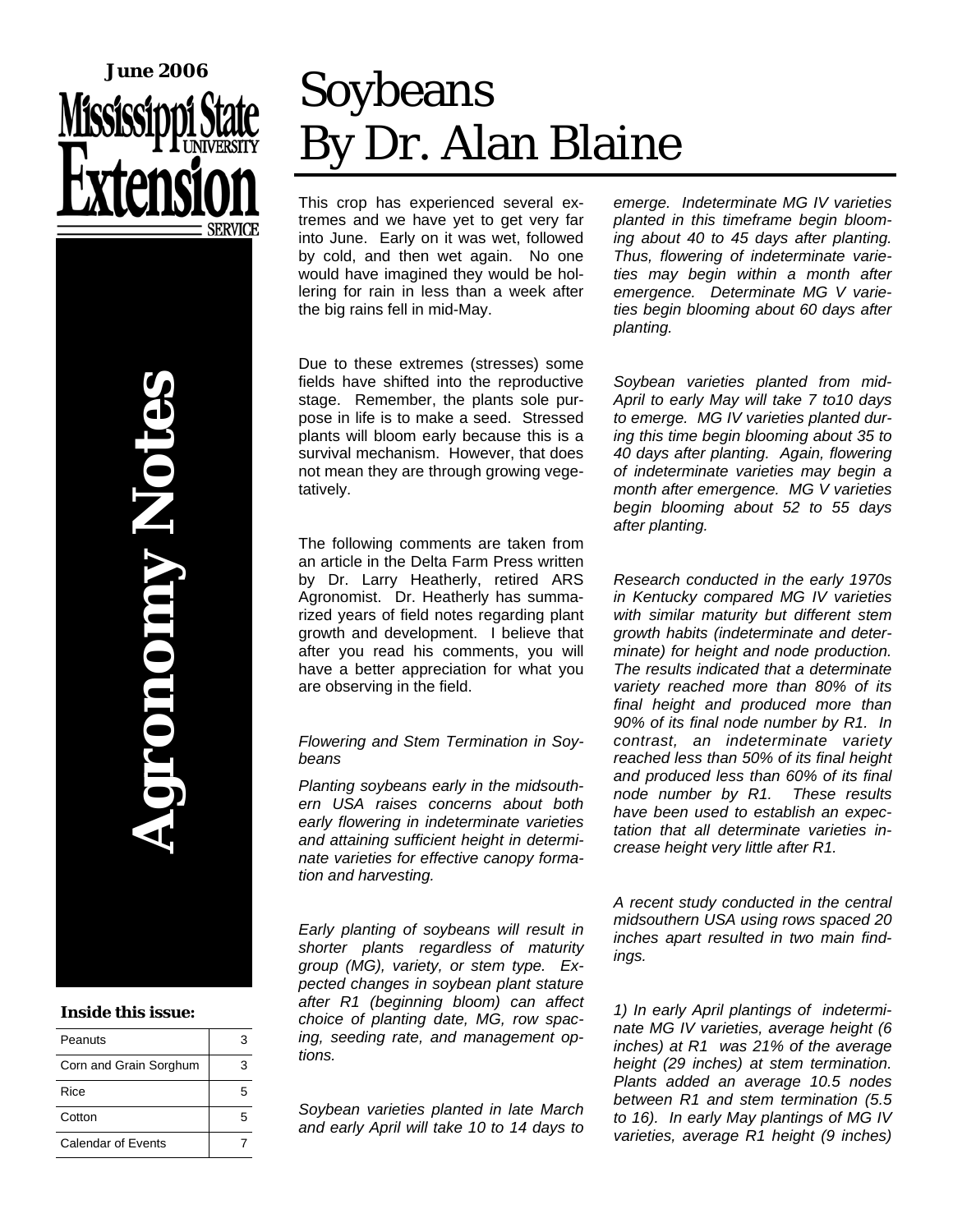**June 2006**

Mississippi State University Extension Service

# Agronomy Notes

**Inside this issue:**

| Peanuts | 3 |
|---|---|
| Corn and Grain Sorghum | 3 |
| Rice | 5 |
| Cotton | 5 |
| Calendar of Events | 7 |

# Soybeans
# By Dr. Alan Blaine

This crop has experienced several extremes and we have yet to get very far into June. Early on it was wet, followed by cold, and then wet again. No one would have imagined they would be hollering for rain in less than a week after the big rains fell in mid-May.

Due to these extremes (stresses) some fields have shifted into the reproductive stage. Remember, the plants sole purpose in life is to make a seed. Stressed plants will bloom early because this is a survival mechanism. However, that does not mean they are through growing vegetatively.

The following comments are taken from an article in the Delta Farm Press written by Dr. Larry Heatherly, retired ARS Agronomist. Dr. Heatherly has summarized years of field notes regarding plant growth and development. I believe that after you read his comments, you will have a better appreciation for what you are observing in the field.

*Flowering and Stem Termination in Soybeans*

*Planting soybeans early in the midsouthern USA raises concerns about both early flowering in indeterminate varieties and attaining sufficient height in determinate varieties for effective canopy formation and harvesting.*

*Early planting of soybeans will result in shorter plants regardless of maturity group (MG), variety, or stem type. Expected changes in soybean plant stature after R1 (beginning bloom) can affect choice of planting date, MG, row spacing, seeding rate, and management options.*

*Soybean varieties planted in late March and early April will take 10 to 14 days to emerge. Indeterminate MG IV varieties planted in this timeframe begin blooming about 40 to 45 days after planting. Thus, flowering of indeterminate varieties may begin within a month after emergence. Determinate MG V varieties begin blooming about 60 days after planting.*

*Soybean varieties planted from mid-April to early May will take 7 to10 days to emerge. MG IV varieties planted during this time begin blooming about 35 to 40 days after planting. Again, flowering of indeterminate varieties may begin a month after emergence. MG V varieties begin blooming about 52 to 55 days after planting.*

*Research conducted in the early 1970s in Kentucky compared MG IV varieties with similar maturity but different stem growth habits (indeterminate and determinate) for height and node production. The results indicated that a determinate variety reached more than 80% of its final height and produced more than 90% of its final node number by R1. In contrast, an indeterminate variety reached less than 50% of its final height and produced less than 60% of its final node number by R1. These results have been used to establish an expectation that all determinate varieties increase height very little after R1.*

*A recent study conducted in the central midsouthern USA using rows spaced 20 inches apart resulted in two main findings.*

*1) In early April plantings of indeterminate MG IV varieties, average height (6 inches) at R1 was 21% of the average height (29 inches) at stem termination. Plants added an average 10.5 nodes between R1 and stem termination (5.5 to 16). In early May plantings of MG IV varieties, average R1 height (9 inches)*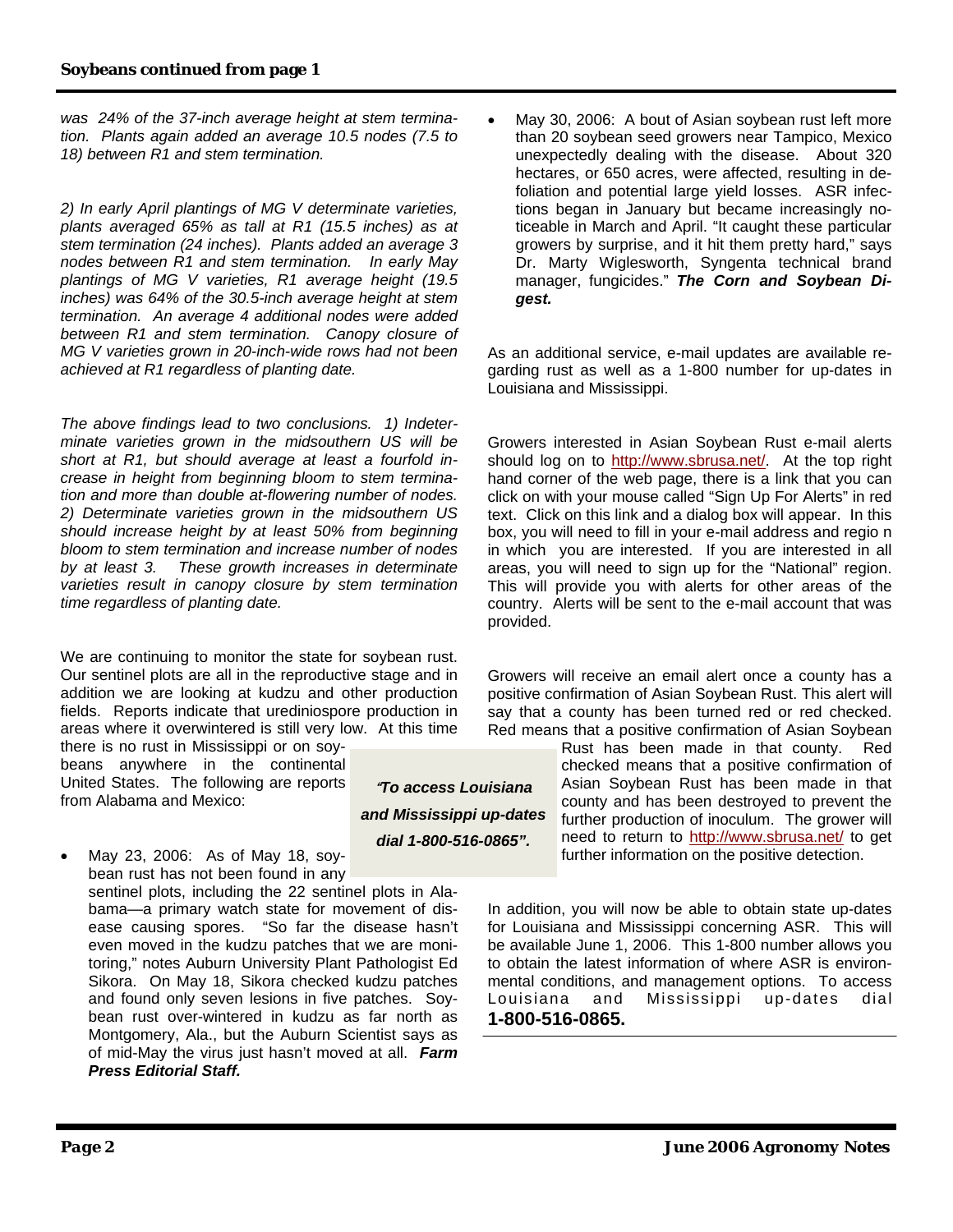**Soybeans continued from page 1**

*was 24% of the 37-inch average height at stem termination. Plants again added an average 10.5 nodes (7.5 to 18) between R1 and stem termination.*

*2) In early April plantings of MG V determinate varieties, plants averaged 65% as tall at R1 (15.5 inches) as at stem termination (24 inches). Plants added an average 3 nodes between R1 and stem termination. In early May plantings of MG V varieties, R1 average height (19.5 inches) was 64% of the 30.5-inch average height at stem termination. An average 4 additional nodes were added between R1 and stem termination. Canopy closure of MG V varieties grown in 20-inch-wide rows had not been achieved at R1 regardless of planting date.*

*The above findings lead to two conclusions. 1) Indeterminate varieties grown in the midsouthern US will be short at R1, but should average at least a fourfold increase in height from beginning bloom to stem termination and more than double at-flowering number of nodes. 2) Determinate varieties grown in the midsouthern US should increase height by at least 50% from beginning bloom to stem termination and increase number of nodes by at least 3. These growth increases in determinate varieties result in canopy closure by stem termination time regardless of planting date.*

We are continuing to monitor the state for soybean rust. Our sentinel plots are all in the reproductive stage and in addition we are looking at kudzu and other production fields. Reports indicate that urediniospore production in areas where it overwintered is still very low. At this time there is no rust in Mississippi or on soybeans anywhere in the continental United States. The following are reports from Alabama and Mexico:

- May 23, 2006: As of May 18, soybean rust has not been found in any sentinel plots, including the 22 sentinel plots in Alabama—a primary watch state for movement of disease causing spores. "So far the disease hasn't even moved in the kudzu patches that we are monitoring," notes Auburn University Plant Pathologist Ed Sikora. On May 18, Sikora checked kudzu patches and found only seven lesions in five patches. Soybean rust over-wintered in kudzu as far north as Montgomery, Ala., but the Auburn Scientist says as of mid-May the virus just hasn't moved at all. ***Farm Press Editorial Staff.***

- May 30, 2006: A bout of Asian soybean rust left more than 20 soybean seed growers near Tampico, Mexico unexpectedly dealing with the disease. About 320 hectares, or 650 acres, were affected, resulting in defoliation and potential large yield losses. ASR infections began in January but became increasingly noticeable in March and April. "It caught these particular growers by surprise, and it hit them pretty hard," says Dr. Marty Wiglesworth, Syngenta technical brand manager, fungicides." ***The Corn and Soybean Digest.***

As an additional service, e-mail updates are available regarding rust as well as a 1-800 number for up-dates in Louisiana and Mississippi.

Growers interested in Asian Soybean Rust e-mail alerts should log on to http://www.sbrusa.net/. At the top right hand corner of the web page, there is a link that you can click on with your mouse called "Sign Up For Alerts" in red text. Click on this link and a dialog box will appear. In this box, you will need to fill in your e-mail address and regio n in which you are interested. If you are interested in all areas, you will need to sign up for the "National" region. This will provide you with alerts for other areas of the country. Alerts will be sent to the e-mail account that was provided.

Growers will receive an email alert once a county has a positive confirmation of Asian Soybean Rust. This alert will say that a county has been turned red or red checked. Red means that a positive confirmation of Asian Soybean Rust has been made in that county. Red checked means that a positive confirmation of Asian Soybean Rust has been made in that county and has been destroyed to prevent the further production of inoculum. The grower will need to return to http://www.sbrusa.net/ to get further information on the positive detection.

*"To access Louisiana and Mississippi up-dates dial 1-800-516-0865".*

In addition, you will now be able to obtain state up-dates for Louisiana and Mississippi concerning ASR. This will be available June 1, 2006. This 1-800 number allows you to obtain the latest information of where ASR is environmental conditions, and management options. To access Louisiana and Mississippi up-dates dial **1-800-516-0865.**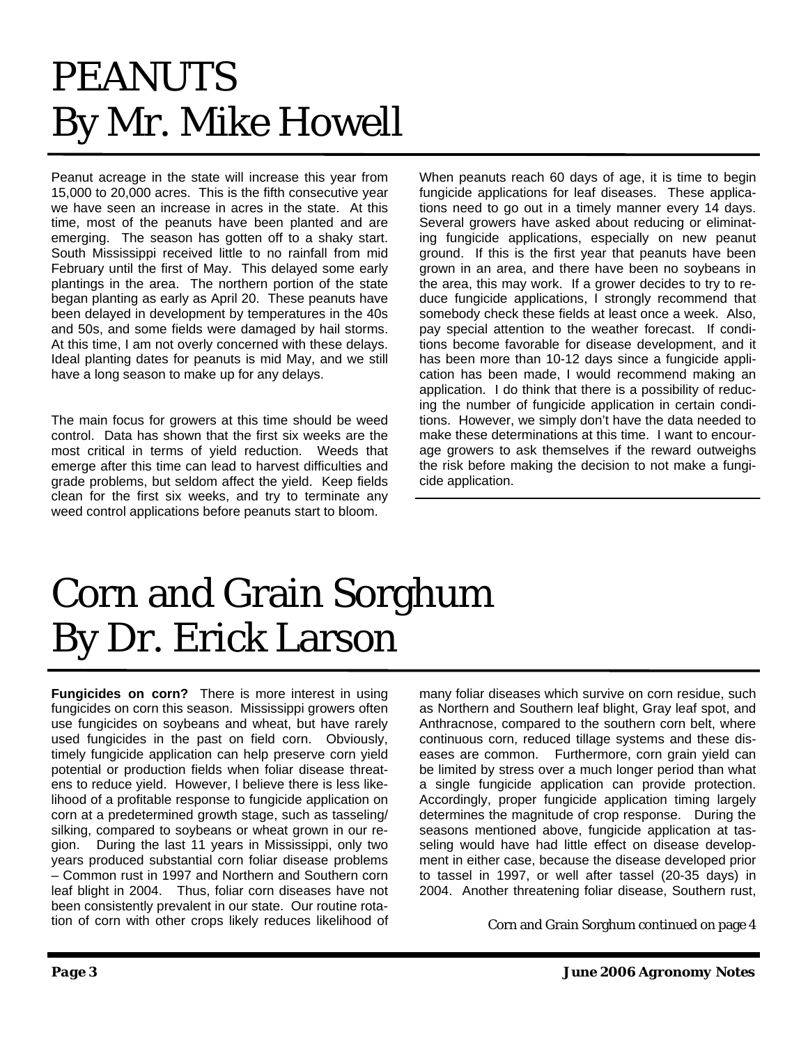# PEANUTS
# By Mr. Mike Howell

Peanut acreage in the state will increase this year from 15,000 to 20,000 acres. This is the fifth consecutive year we have seen an increase in acres in the state. At this time, most of the peanuts have been planted and are emerging. The season has gotten off to a shaky start. South Mississippi received little to no rainfall from mid February until the first of May. This delayed some early plantings in the area. The northern portion of the state began planting as early as April 20. These peanuts have been delayed in development by temperatures in the 40s and 50s, and some fields were damaged by hail storms. At this time, I am not overly concerned with these delays. Ideal planting dates for peanuts is mid May, and we still have a long season to make up for any delays.

The main focus for growers at this time should be weed control. Data has shown that the first six weeks are the most critical in terms of yield reduction. Weeds that emerge after this time can lead to harvest difficulties and grade problems, but seldom affect the yield. Keep fields clean for the first six weeks, and try to terminate any weed control applications before peanuts start to bloom.

When peanuts reach 60 days of age, it is time to begin fungicide applications for leaf diseases. These applications need to go out in a timely manner every 14 days. Several growers have asked about reducing or eliminating fungicide applications, especially on new peanut ground. If this is the first year that peanuts have been grown in an area, and there have been no soybeans in the area, this may work. If a grower decides to try to reduce fungicide applications, I strongly recommend that somebody check these fields at least once a week. Also, pay special attention to the weather forecast. If conditions become favorable for disease development, and it has been more than 10-12 days since a fungicide application has been made, I would recommend making an application. I do think that there is a possibility of reducing the number of fungicide application in certain conditions. However, we simply don't have the data needed to make these determinations at this time. I want to encourage growers to ask themselves if the reward outweighs the risk before making the decision to not make a fungicide application.

# Corn and Grain Sorghum
# By Dr. Erick Larson

**Fungicides on corn?** There is more interest in using fungicides on corn this season. Mississippi growers often use fungicides on soybeans and wheat, but have rarely used fungicides in the past on field corn. Obviously, timely fungicide application can help preserve corn yield potential or production fields when foliar disease threatens to reduce yield. However, I believe there is less likelihood of a profitable response to fungicide application on corn at a predetermined growth stage, such as tasseling/silking, compared to soybeans or wheat grown in our region. During the last 11 years in Mississippi, only two years produced substantial corn foliar disease problems – Common rust in 1997 and Northern and Southern corn leaf blight in 2004. Thus, foliar corn diseases have not been consistently prevalent in our state. Our routine rotation of corn with other crops likely reduces likelihood of many foliar diseases which survive on corn residue, such as Northern and Southern leaf blight, Gray leaf spot, and Anthracnose, compared to the southern corn belt, where continuous corn, reduced tillage systems and these diseases are common. Furthermore, corn grain yield can be limited by stress over a much longer period than what a single fungicide application can provide protection. Accordingly, proper fungicide application timing largely determines the magnitude of crop response. During the seasons mentioned above, fungicide application at tasseling would have had little effect on disease development in either case, because the disease developed prior to tassel in 1997, or well after tassel (20-35 days) in 2004. Another threatening foliar disease, Southern rust,

*Corn and Grain Sorghum continued on page 4*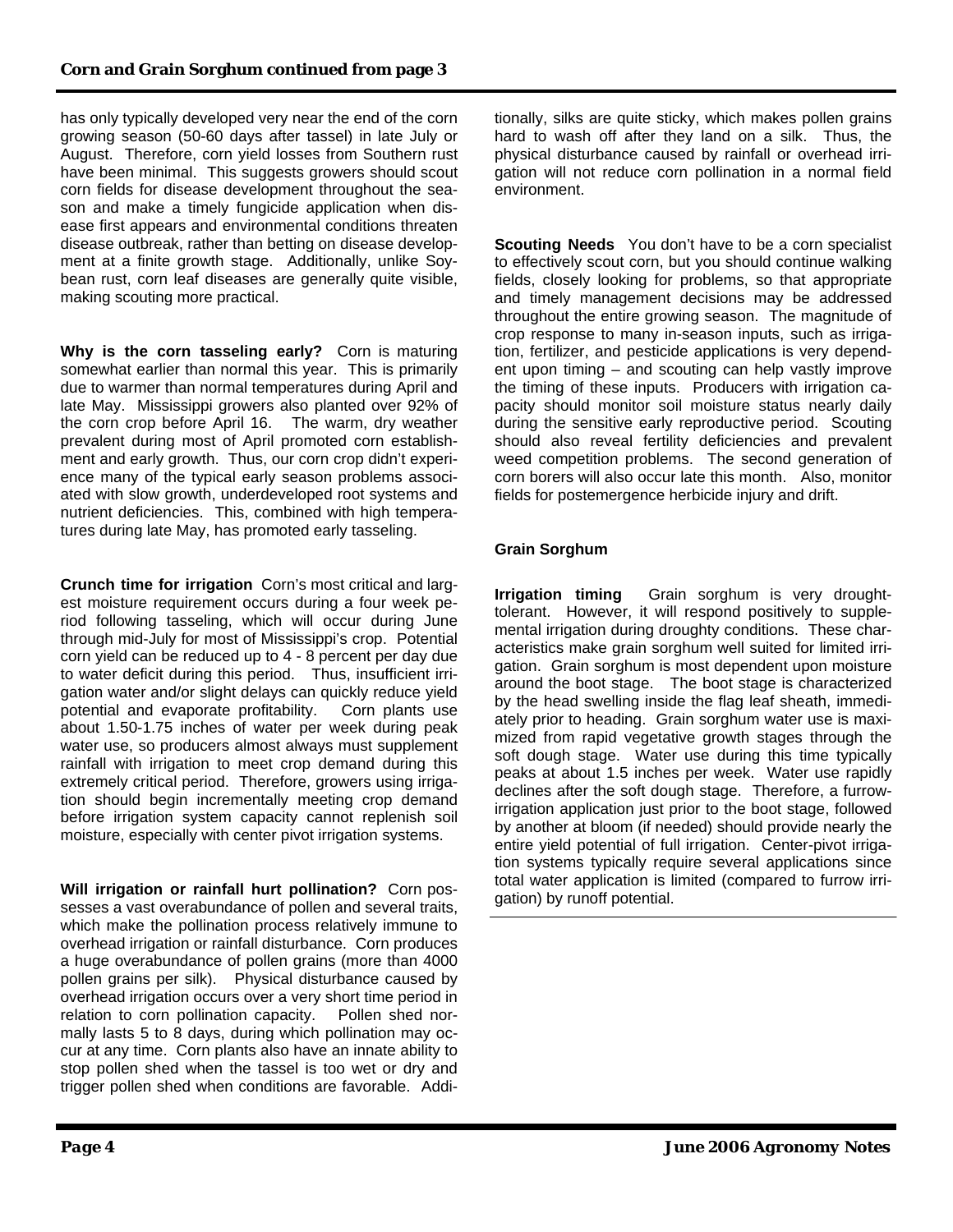**Corn and Grain Sorghum continued from page 3**

has only typically developed very near the end of the corn growing season (50-60 days after tassel) in late July or August. Therefore, corn yield losses from Southern rust have been minimal. This suggests growers should scout corn fields for disease development throughout the season and make a timely fungicide application when disease first appears and environmental conditions threaten disease outbreak, rather than betting on disease development at a finite growth stage. Additionally, unlike Soybean rust, corn leaf diseases are generally quite visible, making scouting more practical.

**Why is the corn tasseling early?** Corn is maturing somewhat earlier than normal this year. This is primarily due to warmer than normal temperatures during April and late May. Mississippi growers also planted over 92% of the corn crop before April 16. The warm, dry weather prevalent during most of April promoted corn establishment and early growth. Thus, our corn crop didn't experience many of the typical early season problems associated with slow growth, underdeveloped root systems and nutrient deficiencies. This, combined with high temperatures during late May, has promoted early tasseling.

**Crunch time for irrigation** Corn's most critical and largest moisture requirement occurs during a four week period following tasseling, which will occur during June through mid-July for most of Mississippi's crop. Potential corn yield can be reduced up to 4 - 8 percent per day due to water deficit during this period. Thus, insufficient irrigation water and/or slight delays can quickly reduce yield potential and evaporate profitability. Corn plants use about 1.50-1.75 inches of water per week during peak water use, so producers almost always must supplement rainfall with irrigation to meet crop demand during this extremely critical period. Therefore, growers using irrigation should begin incrementally meeting crop demand before irrigation system capacity cannot replenish soil moisture, especially with center pivot irrigation systems.

**Will irrigation or rainfall hurt pollination?** Corn possesses a vast overabundance of pollen and several traits, which make the pollination process relatively immune to overhead irrigation or rainfall disturbance. Corn produces a huge overabundance of pollen grains (more than 4000 pollen grains per silk). Physical disturbance caused by overhead irrigation occurs over a very short time period in relation to corn pollination capacity. Pollen shed normally lasts 5 to 8 days, during which pollination may occur at any time. Corn plants also have an innate ability to stop pollen shed when the tassel is too wet or dry and trigger pollen shed when conditions are favorable. Additionally, silks are quite sticky, which makes pollen grains hard to wash off after they land on a silk. Thus, the physical disturbance caused by rainfall or overhead irrigation will not reduce corn pollination in a normal field environment.

**Scouting Needs** You don't have to be a corn specialist to effectively scout corn, but you should continue walking fields, closely looking for problems, so that appropriate and timely management decisions may be addressed throughout the entire growing season. The magnitude of crop response to many in-season inputs, such as irrigation, fertilizer, and pesticide applications is very dependent upon timing – and scouting can help vastly improve the timing of these inputs. Producers with irrigation capacity should monitor soil moisture status nearly daily during the sensitive early reproductive period. Scouting should also reveal fertility deficiencies and prevalent weed competition problems. The second generation of corn borers will also occur late this month. Also, monitor fields for postemergence herbicide injury and drift.

### Grain Sorghum

**Irrigation timing** Grain sorghum is very drought-tolerant. However, it will respond positively to supplemental irrigation during droughty conditions. These characteristics make grain sorghum well suited for limited irrigation. Grain sorghum is most dependent upon moisture around the boot stage. The boot stage is characterized by the head swelling inside the flag leaf sheath, immediately prior to heading. Grain sorghum water use is maximized from rapid vegetative growth stages through the soft dough stage. Water use during this time typically peaks at about 1.5 inches per week. Water use rapidly declines after the soft dough stage. Therefore, a furrow-irrigation application just prior to the boot stage, followed by another at bloom (if needed) should provide nearly the entire yield potential of full irrigation. Center-pivot irrigation systems typically require several applications since total water application is limited (compared to furrow irrigation) by runoff potential.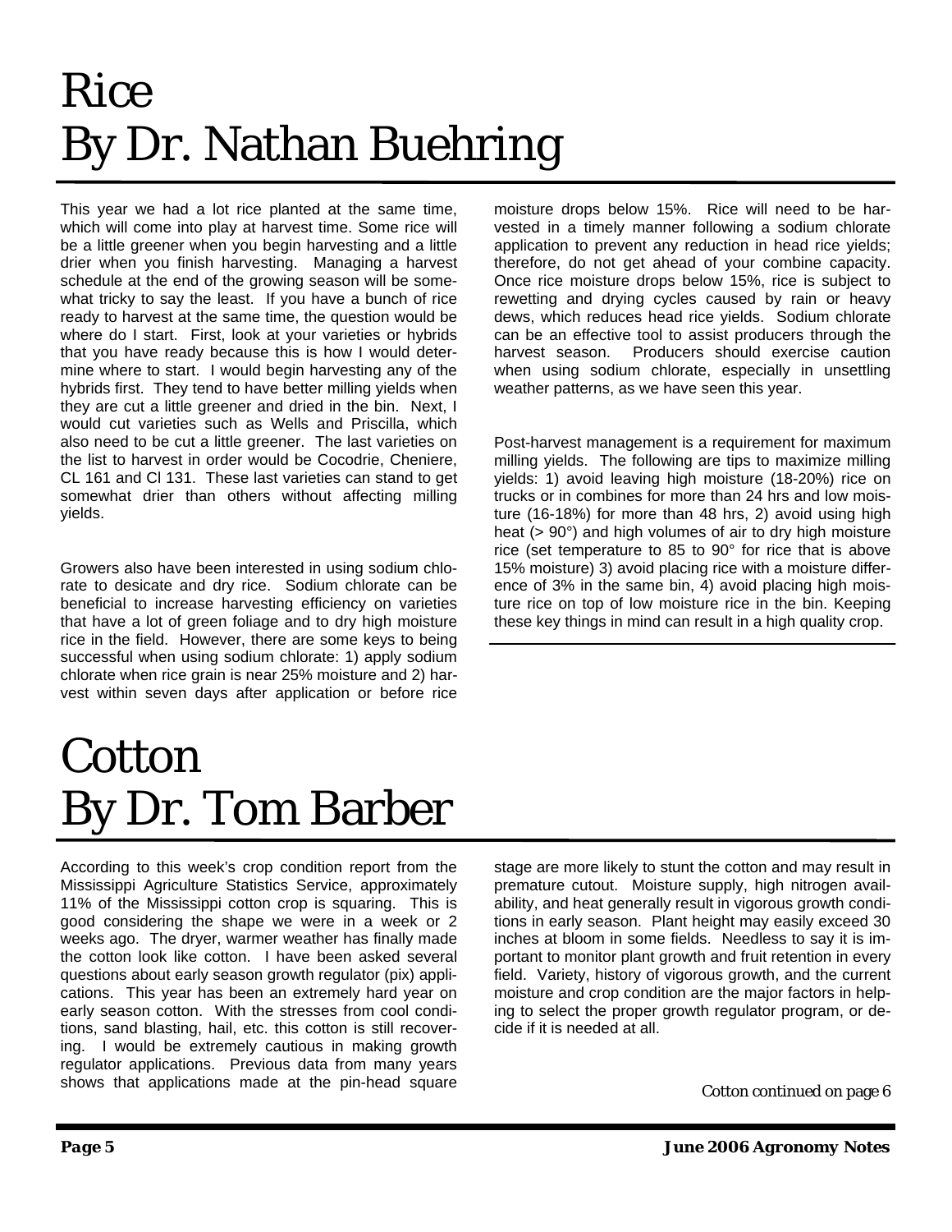# Rice
# By Dr. Nathan Buehring

This year we had a lot rice planted at the same time, which will come into play at harvest time. Some rice will be a little greener when you begin harvesting and a little drier when you finish harvesting. Managing a harvest schedule at the end of the growing season will be somewhat tricky to say the least. If you have a bunch of rice ready to harvest at the same time, the question would be where do I start. First, look at your varieties or hybrids that you have ready because this is how I would determine where to start. I would begin harvesting any of the hybrids first. They tend to have better milling yields when they are cut a little greener and dried in the bin. Next, I would cut varieties such as Wells and Priscilla, which also need to be cut a little greener. The last varieties on the list to harvest in order would be Cocodrie, Cheniere, CL 161 and Cl 131. These last varieties can stand to get somewhat drier than others without affecting milling yields.

Growers also have been interested in using sodium chlorate to desicate and dry rice. Sodium chlorate can be beneficial to increase harvesting efficiency on varieties that have a lot of green foliage and to dry high moisture rice in the field. However, there are some keys to being successful when using sodium chlorate: 1) apply sodium chlorate when rice grain is near 25% moisture and 2) harvest within seven days after application or before rice moisture drops below 15%. Rice will need to be harvested in a timely manner following a sodium chlorate application to prevent any reduction in head rice yields; therefore, do not get ahead of your combine capacity. Once rice moisture drops below 15%, rice is subject to rewetting and drying cycles caused by rain or heavy dews, which reduces head rice yields. Sodium chlorate can be an effective tool to assist producers through the harvest season. Producers should exercise caution when using sodium chlorate, especially in unsettling weather patterns, as we have seen this year.

Post-harvest management is a requirement for maximum milling yields. The following are tips to maximize milling yields: 1) avoid leaving high moisture (18-20%) rice on trucks or in combines for more than 24 hrs and low moisture (16-18%) for more than 48 hrs, 2) avoid using high heat (> 90°) and high volumes of air to dry high moisture rice (set temperature to 85 to 90° for rice that is above 15% moisture) 3) avoid placing rice with a moisture difference of 3% in the same bin, 4) avoid placing high moisture rice on top of low moisture rice in the bin. Keeping these key things in mind can result in a high quality crop.

# Cotton
# By Dr. Tom Barber

According to this week's crop condition report from the Mississippi Agriculture Statistics Service, approximately 11% of the Mississippi cotton crop is squaring. This is good considering the shape we were in a week or 2 weeks ago. The dryer, warmer weather has finally made the cotton look like cotton. I have been asked several questions about early season growth regulator (pix) applications. This year has been an extremely hard year on early season cotton. With the stresses from cool conditions, sand blasting, hail, etc. this cotton is still recovering. I would be extremely cautious in making growth regulator applications. Previous data from many years shows that applications made at the pin-head square stage are more likely to stunt the cotton and may result in premature cutout. Moisture supply, high nitrogen availability, and heat generally result in vigorous growth conditions in early season. Plant height may easily exceed 30 inches at bloom in some fields. Needless to say it is important to monitor plant growth and fruit retention in every field. Variety, history of vigorous growth, and the current moisture and crop condition are the major factors in helping to select the proper growth regulator program, or decide if it is needed at all.

*Cotton continued on page 6*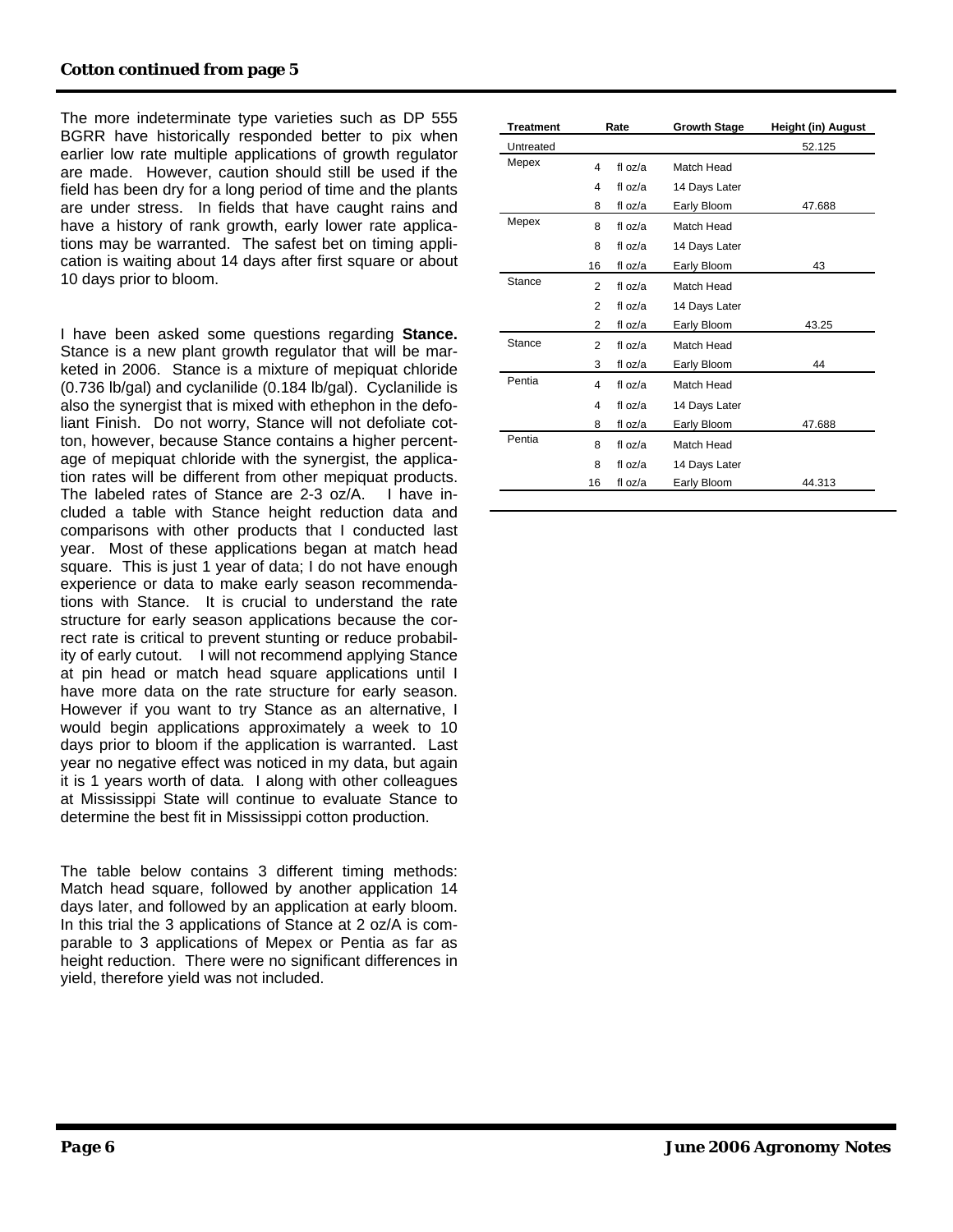**Cotton continued from page 5**

The more indeterminate type varieties such as DP 555 BGRR have historically responded better to pix when earlier low rate multiple applications of growth regulator are made. However, caution should still be used if the field has been dry for a long period of time and the plants are under stress. In fields that have caught rains and have a history of rank growth, early lower rate applications may be warranted. The safest bet on timing application is waiting about 14 days after first square or about 10 days prior to bloom.

I have been asked some questions regarding **Stance.** Stance is a new plant growth regulator that will be marketed in 2006. Stance is a mixture of mepiquat chloride (0.736 lb/gal) and cyclanilide (0.184 lb/gal). Cyclanilide is also the synergist that is mixed with ethephon in the defoliant Finish. Do not worry, Stance will not defoliate cotton, however, because Stance contains a higher percentage of mepiquat chloride with the synergist, the application rates will be different from other mepiquat products. The labeled rates of Stance are 2-3 oz/A. I have included a table with Stance height reduction data and comparisons with other products that I conducted last year. Most of these applications began at match head square. This is just 1 year of data; I do not have enough experience or data to make early season recommendations with Stance. It is crucial to understand the rate structure for early season applications because the correct rate is critical to prevent stunting or reduce probability of early cutout. I will not recommend applying Stance at pin head or match head square applications until I have more data on the rate structure for early season. However if you want to try Stance as an alternative, I would begin applications approximately a week to 10 days prior to bloom if the application is warranted. Last year no negative effect was noticed in my data, but again it is 1 years worth of data. I along with other colleagues at Mississippi State will continue to evaluate Stance to determine the best fit in Mississippi cotton production.

The table below contains 3 different timing methods: Match head square, followed by another application 14 days later, and followed by an application at early bloom. In this trial the 3 applications of Stance at 2 oz/A is comparable to 3 applications of Mepex or Pentia as far as height reduction. There were no significant differences in yield, therefore yield was not included.

| Treatment | Rate | | Growth Stage | Height (in) August |
|---|---|---|---|---|
| Untreated | | | | 52.125 |
| Mepex | 4 | fl oz/a | Match Head | |
| | 4 | fl oz/a | 14 Days Later | |
| | 8 | fl oz/a | Early Bloom | 47.688 |
| Mepex | 8 | fl oz/a | Match Head | |
| | 8 | fl oz/a | 14 Days Later | |
| | 16 | fl oz/a | Early Bloom | 43 |
| Stance | 2 | fl oz/a | Match Head | |
| | 2 | fl oz/a | 14 Days Later | |
| | 2 | fl oz/a | Early Bloom | 43.25 |
| Stance | 2 | fl oz/a | Match Head | |
| | 3 | fl oz/a | Early Bloom | 44 |
| Pentia | 4 | fl oz/a | Match Head | |
| | 4 | fl oz/a | 14 Days Later | |
| | 8 | fl oz/a | Early Bloom | 47.688 |
| Pentia | 8 | fl oz/a | Match Head | |
| | 8 | fl oz/a | 14 Days Later | |
| | 16 | fl oz/a | Early Bloom | 44.313 |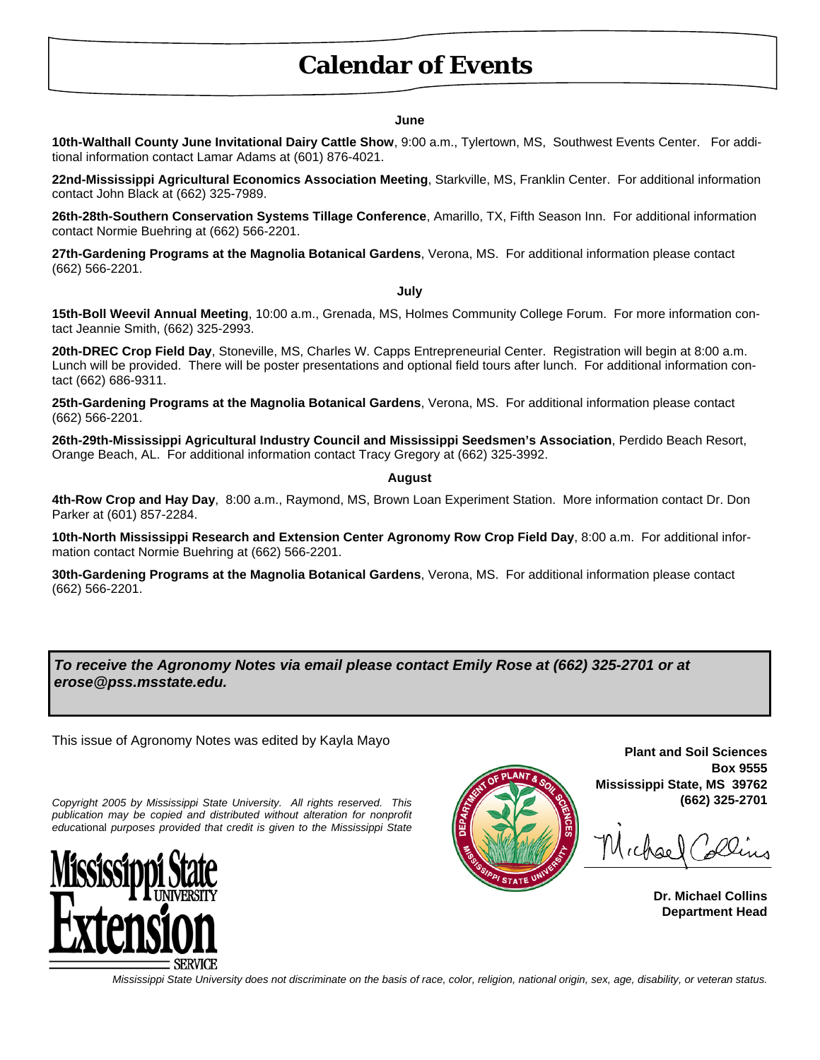# Calendar of Events

**June**

**10th-Walthall County June Invitational Dairy Cattle Show**, 9:00 a.m., Tylertown, MS, Southwest Events Center. For additional information contact Lamar Adams at (601) 876-4021.

**22nd-Mississippi Agricultural Economics Association Meeting**, Starkville, MS, Franklin Center. For additional information contact John Black at (662) 325-7989.

**26th-28th-Southern Conservation Systems Tillage Conference**, Amarillo, TX, Fifth Season Inn. For additional information contact Normie Buehring at (662) 566-2201.

**27th-Gardening Programs at the Magnolia Botanical Gardens**, Verona, MS. For additional information please contact (662) 566-2201.

**July**

**15th-Boll Weevil Annual Meeting**, 10:00 a.m., Grenada, MS, Holmes Community College Forum. For more information contact Jeannie Smith, (662) 325-2993.

**20th-DREC Crop Field Day**, Stoneville, MS, Charles W. Capps Entrepreneurial Center. Registration will begin at 8:00 a.m. Lunch will be provided. There will be poster presentations and optional field tours after lunch. For additional information contact (662) 686-9311.

**25th-Gardening Programs at the Magnolia Botanical Gardens**, Verona, MS. For additional information please contact (662) 566-2201.

**26th-29th-Mississippi Agricultural Industry Council and Mississippi Seedsmen's Association**, Perdido Beach Resort, Orange Beach, AL. For additional information contact Tracy Gregory at (662) 325-3992.

**August**

**4th-Row Crop and Hay Day**, 8:00 a.m., Raymond, MS, Brown Loan Experiment Station. More information contact Dr. Don Parker at (601) 857-2284.

**10th-North Mississippi Research and Extension Center Agronomy Row Crop Field Day**, 8:00 a.m. For additional information contact Normie Buehring at (662) 566-2201.

**30th-Gardening Programs at the Magnolia Botanical Gardens**, Verona, MS. For additional information please contact (662) 566-2201.

***To receive the Agronomy Notes via email please contact Emily Rose at (662) 325-2701 or at erose@pss.msstate.edu.***

This issue of Agronomy Notes was edited by Kayla Mayo

*Copyright 2005 by Mississippi State University. All rights reserved. This publication may be copied and distributed without alteration for nonprofit educational purposes provided that credit is given to the Mississippi State*

Mississippi State University Extension Service

**Plant and Soil Sciences**
**Box 9555**
**Mississippi State, MS 39762**
**(662) 325-2701**

**Dr. Michael Collins**
**Department Head**

*Mississippi State University does not discriminate on the basis of race, color, religion, national origin, sex, age, disability, or veteran status.*